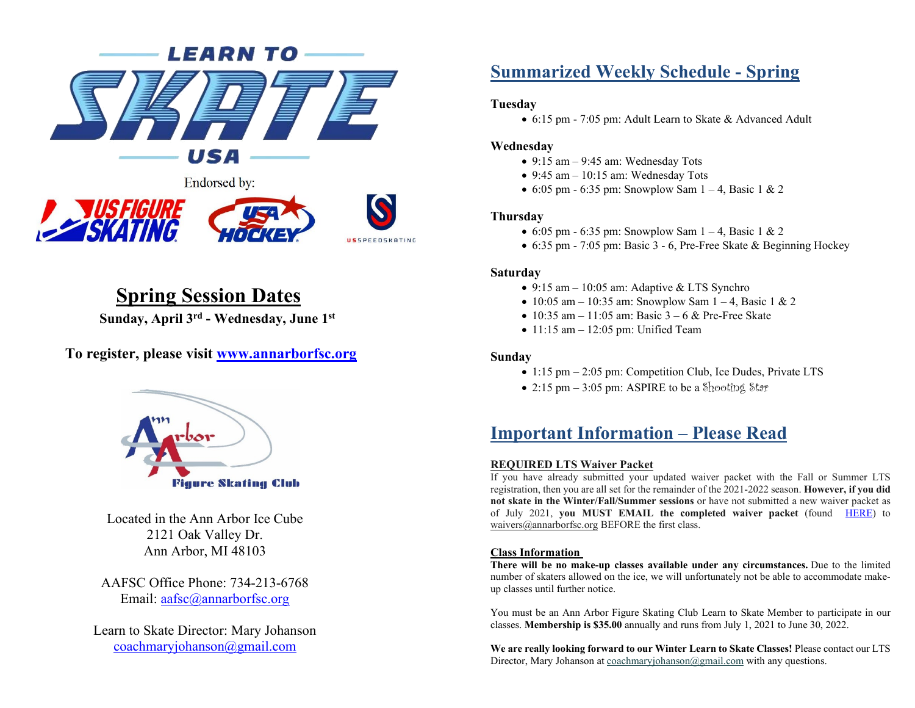LEARN TO SKATE USA

Endorsed by:

## Spring Session Dates

**Sunday, April 3rd - Wednesday, June 1st**

**To register, please visit [www.annarborfsc.org](http://www.annarborfsc.org)**

Ann Arbor Figure Skating Club

Located in the Ann Arbor Ice Cube
2121 Oak Valley Dr.
Ann Arbor, MI 48103

AAFSC Office Phone: 734-213-6768
Email: aafsc@annarborfsc.org

Learn to Skate Director: Mary Johanson
coachmaryjohanson@gmail.com

## Summarized Weekly Schedule - Spring

**Tuesday**

- 6:15 pm - 7:05 pm: Adult Learn to Skate & Advanced Adult

**Wednesday**

- 9:15 am – 9:45 am: Wednesday Tots
- 9:45 am – 10:15 am: Wednesday Tots
- 6:05 pm - 6:35 pm: Snowplow Sam 1 – 4, Basic 1 & 2

**Thursday**

- 6:05 pm - 6:35 pm: Snowplow Sam 1 – 4, Basic 1 & 2
- 6:35 pm - 7:05 pm: Basic 3 - 6, Pre-Free Skate & Beginning Hockey

**Saturday**

- 9:15 am – 10:05 am: Adaptive & LTS Synchro
- 10:05 am – 10:35 am: Snowplow Sam 1 – 4, Basic 1 & 2
- 10:35 am – 11:05 am: Basic 3 – 6 & Pre-Free Skate
- 11:15 am – 12:05 pm: Unified Team

**Sunday**

- 1:15 pm – 2:05 pm: Competition Club, Ice Dudes, Private LTS
- 2:15 pm – 3:05 pm: ASPIRE to be a Shooting Star

## Important Information – Please Read

**REQUIRED LTS Waiver Packet**

If you have already submitted your updated waiver packet with the Fall or Summer LTS registration, then you are all set for the remainder of the 2021-2022 season. **However, if you did not skate in the Winter/Fall/Summer sessions** or have not submitted a new waiver packet as of July 2021, **you MUST EMAIL the completed waiver packet** (found HERE) to waivers@annarborfsc.org BEFORE the first class.

**Class Information**

**There will be no make-up classes available under any circumstances.** Due to the limited number of skaters allowed on the ice, we will unfortunately not be able to accommodate make-up classes until further notice.

You must be an Ann Arbor Figure Skating Club Learn to Skate Member to participate in our classes. **Membership is $35.00** annually and runs from July 1, 2021 to June 30, 2022.

**We are really looking forward to our Winter Learn to Skate Classes!** Please contact our LTS Director, Mary Johanson at coachmaryjohanson@gmail.com with any questions.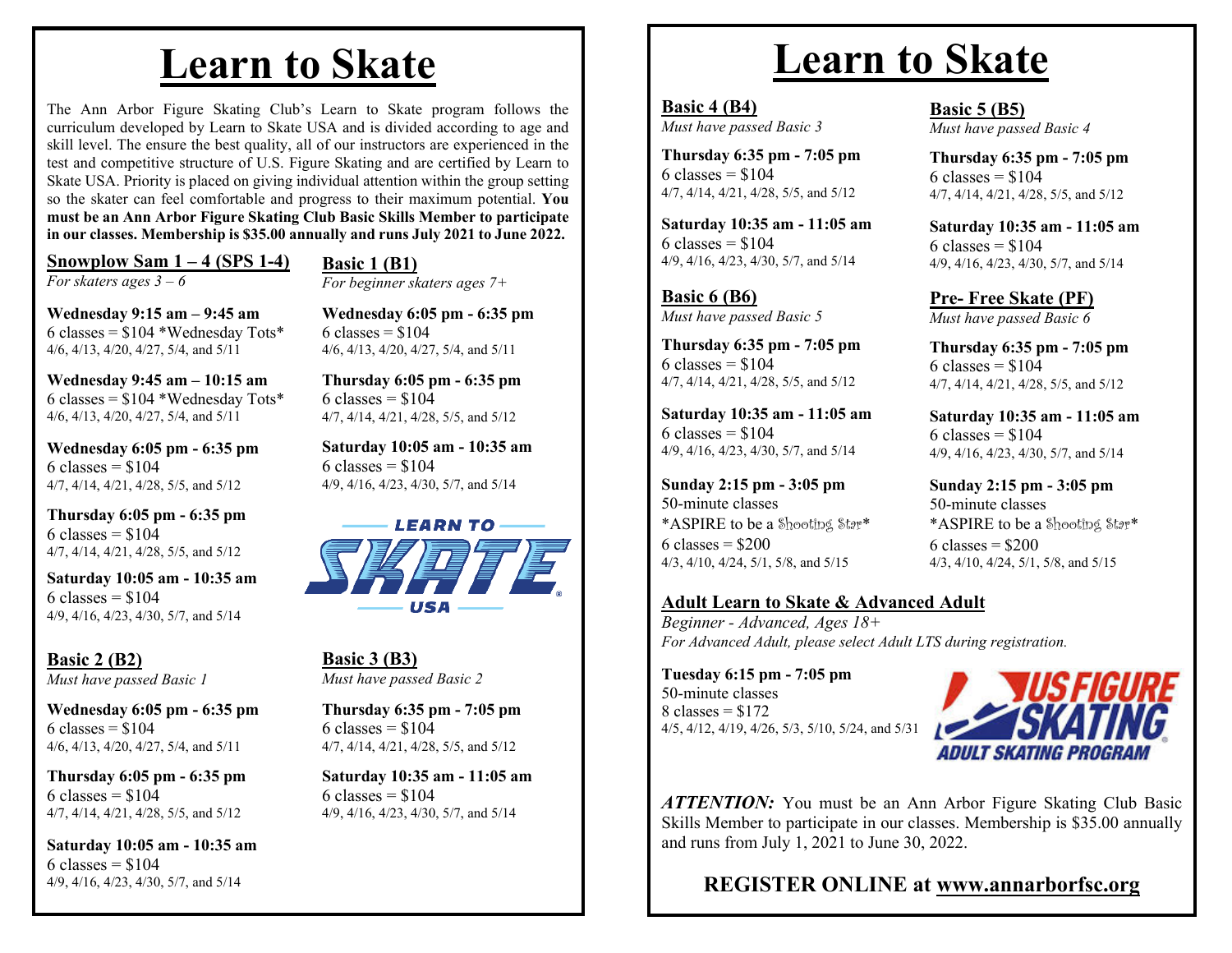# Learn to Skate

The Ann Arbor Figure Skating Club's Learn to Skate program follows the curriculum developed by Learn to Skate USA and is divided according to age and skill level. The ensure the best quality, all of our instructors are experienced in the test and competitive structure of U.S. Figure Skating and are certified by Learn to Skate USA. Priority is placed on giving individual attention within the group setting so the skater can feel comfortable and progress to their maximum potential. **You must be an Ann Arbor Figure Skating Club Basic Skills Member to participate in our classes. Membership is $35.00 annually and runs July 2021 to June 2022.**

## Snowplow Sam 1 – 4 (SPS 1-4)

*For skaters ages 3 – 6*

**Wednesday 9:15 am – 9:45 am**
6 classes = $104 *Wednesday Tots*
4/6, 4/13, 4/20, 4/27, 5/4, and 5/11

**Wednesday 9:45 am – 10:15 am**
6 classes = $104 *Wednesday Tots*
4/6, 4/13, 4/20, 4/27, 5/4, and 5/11

**Wednesday 6:05 pm - 6:35 pm**
6 classes = $104
4/7, 4/14, 4/21, 4/28, 5/5, and 5/12

**Thursday 6:05 pm - 6:35 pm**
6 classes = $104
4/7, 4/14, 4/21, 4/28, 5/5, and 5/12

**Saturday 10:05 am - 10:35 am**
6 classes = $104
4/9, 4/16, 4/23, 4/30, 5/7, and 5/14

## Basic 1 (B1)

*For beginner skaters ages 7+*

**Wednesday 6:05 pm - 6:35 pm**
6 classes = $104
4/6, 4/13, 4/20, 4/27, 5/4, and 5/11

**Thursday 6:05 pm - 6:35 pm**
6 classes = $104
4/7, 4/14, 4/21, 4/28, 5/5, and 5/12

**Saturday 10:05 am - 10:35 am**
6 classes = $104
4/9, 4/16, 4/23, 4/30, 5/7, and 5/14

## Basic 2 (B2)

*Must have passed Basic 1*

**Wednesday 6:05 pm - 6:35 pm**
6 classes = $104
4/6, 4/13, 4/20, 4/27, 5/4, and 5/11

**Thursday 6:05 pm - 6:35 pm**
6 classes = $104
4/7, 4/14, 4/21, 4/28, 5/5, and 5/12

**Saturday 10:05 am - 10:35 am**
6 classes = $104
4/9, 4/16, 4/23, 4/30, 5/7, and 5/14

## Basic 3 (B3)

*Must have passed Basic 2*

**Thursday 6:35 pm - 7:05 pm**
6 classes = $104
4/7, 4/14, 4/21, 4/28, 5/5, and 5/12

**Saturday 10:35 am - 11:05 am**
6 classes = $104
4/9, 4/16, 4/23, 4/30, 5/7, and 5/14

# Learn to Skate

## Basic 4 (B4)

*Must have passed Basic 3*

**Thursday 6:35 pm - 7:05 pm**
6 classes = $104
4/7, 4/14, 4/21, 4/28, 5/5, and 5/12

**Saturday 10:35 am - 11:05 am**
6 classes = $104
4/9, 4/16, 4/23, 4/30, 5/7, and 5/14

## Basic 5 (B5)

*Must have passed Basic 4*

**Thursday 6:35 pm - 7:05 pm**
6 classes = $104
4/7, 4/14, 4/21, 4/28, 5/5, and 5/12

**Saturday 10:35 am - 11:05 am**
6 classes = $104
4/9, 4/16, 4/23, 4/30, 5/7, and 5/14

## Basic 6 (B6)

*Must have passed Basic 5*

**Thursday 6:35 pm - 7:05 pm**
6 classes = $104
4/7, 4/14, 4/21, 4/28, 5/5, and 5/12

**Saturday 10:35 am - 11:05 am**
6 classes = $104
4/9, 4/16, 4/23, 4/30, 5/7, and 5/14

**Sunday 2:15 pm - 3:05 pm**
50-minute classes
*ASPIRE to be a Shooting Star*
6 classes = $200
4/3, 4/10, 4/24, 5/1, 5/8, and 5/15

## Pre- Free Skate (PF)

*Must have passed Basic 6*

**Thursday 6:35 pm - 7:05 pm**
6 classes = $104
4/7, 4/14, 4/21, 4/28, 5/5, and 5/12

**Saturday 10:35 am - 11:05 am**
6 classes = $104
4/9, 4/16, 4/23, 4/30, 5/7, and 5/14

**Sunday 2:15 pm - 3:05 pm**
50-minute classes
*ASPIRE to be a Shooting Star*
6 classes = $200
4/3, 4/10, 4/24, 5/1, 5/8, and 5/15

## Adult Learn to Skate & Advanced Adult

*Beginner - Advanced, Ages 18+*
*For Advanced Adult, please select Adult LTS during registration.*

**Tuesday 6:15 pm - 7:05 pm**
50-minute classes
8 classes = $172
4/5, 4/12, 4/19, 4/26, 5/3, 5/10, 5/24, and 5/31

***ATTENTION:*** You must be an Ann Arbor Figure Skating Club Basic Skills Member to participate in our classes. Membership is $35.00 annually and runs from July 1, 2021 to June 30, 2022.

**REGISTER ONLINE at www.annarborfsc.org**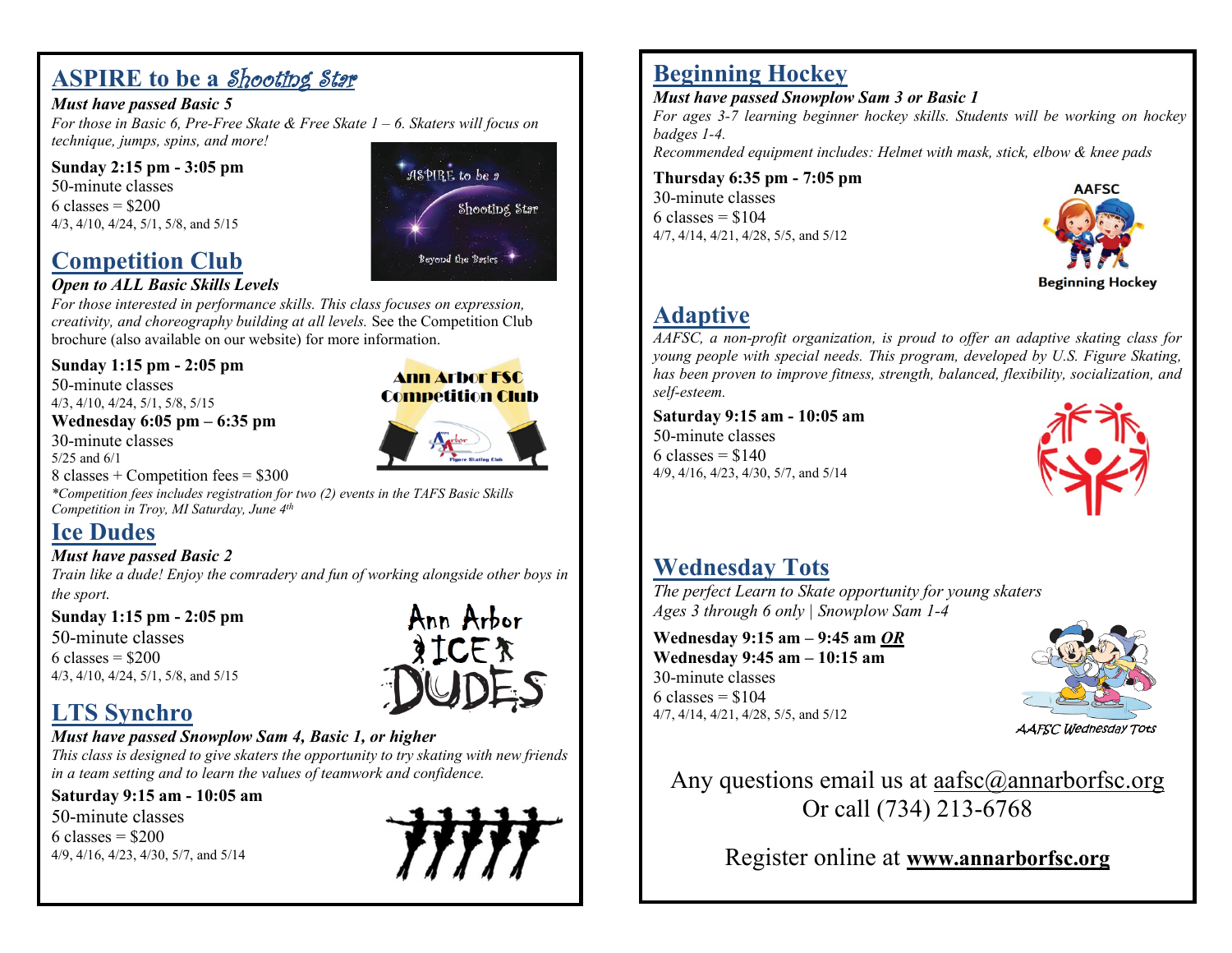## ASPIRE to be a *Shooting Star*

***Must have passed Basic 5***

*For those in Basic 6, Pre-Free Skate & Free Skate 1 – 6. Skaters will focus on technique, jumps, spins, and more!*

**Sunday 2:15 pm - 3:05 pm**
50-minute classes
6 classes = $200
4/3, 4/10, 4/24, 5/1, 5/8, and 5/15

ASPIRE to be a Shooting Star
Beyond the Basics

## Competition Club

***Open to ALL Basic Skills Levels***

*For those interested in performance skills. This class focuses on expression, creativity, and choreography building at all levels.* See the Competition Club brochure (also available on our website) for more information.

**Sunday 1:15 pm - 2:05 pm**
50-minute classes
4/3, 4/10, 4/24, 5/1, 5/8, 5/15

**Wednesday 6:05 pm – 6:35 pm**
30-minute classes
5/25 and 6/1

8 classes + Competition fees = $300

*\*Competition fees includes registration for two (2) events in the TAFS Basic Skills Competition in Troy, MI Saturday, June 4th*

Ann Arbor FSC Competition Club

## Ice Dudes

***Must have passed Basic 2***

*Train like a dude! Enjoy the comradery and fun of working alongside other boys in the sport.*

**Sunday 1:15 pm - 2:05 pm**
50-minute classes
6 classes = $200
4/3, 4/10, 4/24, 5/1, 5/8, and 5/15

Ann Arbor ICE DUDES

## LTS Synchro

***Must have passed Snowplow Sam 4, Basic 1, or higher***

*This class is designed to give skaters the opportunity to try skating with new friends in a team setting and to learn the values of teamwork and confidence.*

**Saturday 9:15 am - 10:05 am**
50-minute classes
6 classes = $200
4/9, 4/16, 4/23, 4/30, 5/7, and 5/14

## Beginning Hockey

***Must have passed Snowplow Sam 3 or Basic 1***

*For ages 3-7 learning beginner hockey skills. Students will be working on hockey badges 1-4.*

*Recommended equipment includes: Helmet with mask, stick, elbow & knee pads*

**Thursday 6:35 pm - 7:05 pm**
30-minute classes
6 classes = $104
4/7, 4/14, 4/21, 4/28, 5/5, and 5/12

AAFSC Beginning Hockey

## Adaptive

*AAFSC, a non-profit organization, is proud to offer an adaptive skating class for young people with special needs. This program, developed by U.S. Figure Skating, has been proven to improve fitness, strength, balanced, flexibility, socialization, and self-esteem.*

**Saturday 9:15 am - 10:05 am**
50-minute classes
6 classes = $140
4/9, 4/16, 4/23, 4/30, 5/7, and 5/14

## Wednesday Tots

*The perfect Learn to Skate opportunity for young skaters*
*Ages 3 through 6 only | Snowplow Sam 1-4*

**Wednesday 9:15 am – 9:45 am *OR***
**Wednesday 9:45 am – 10:15 am**
30-minute classes
6 classes = $104
4/7, 4/14, 4/21, 4/28, 5/5, and 5/12

*AAFSC Wednesday Tots*

Any questions email us at aafsc@annarborfsc.org
Or call (734) 213-6768

Register online at **www.annarborfsc.org**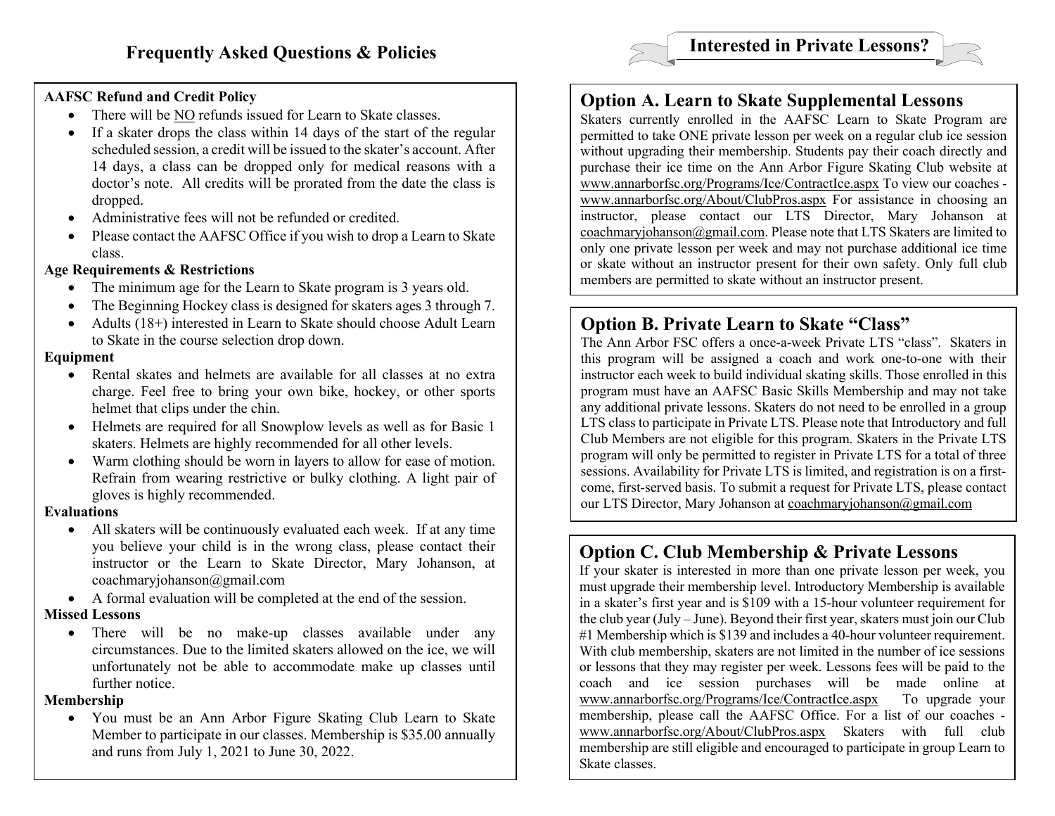## Frequently Asked Questions & Policies

**AAFSC Refund and Credit Policy**

- There will be NO refunds issued for Learn to Skate classes.
- If a skater drops the class within 14 days of the start of the regular scheduled session, a credit will be issued to the skater's account. After 14 days, a class can be dropped only for medical reasons with a doctor's note. All credits will be prorated from the date the class is dropped.
- Administrative fees will not be refunded or credited.
- Please contact the AAFSC Office if you wish to drop a Learn to Skate class.

**Age Requirements & Restrictions**

- The minimum age for the Learn to Skate program is 3 years old.
- The Beginning Hockey class is designed for skaters ages 3 through 7.
- Adults (18+) interested in Learn to Skate should choose Adult Learn to Skate in the course selection drop down.

**Equipment**

- Rental skates and helmets are available for all classes at no extra charge. Feel free to bring your own bike, hockey, or other sports helmet that clips under the chin.
- Helmets are required for all Snowplow levels as well as for Basic 1 skaters. Helmets are highly recommended for all other levels.
- Warm clothing should be worn in layers to allow for ease of motion. Refrain from wearing restrictive or bulky clothing. A light pair of gloves is highly recommended.

**Evaluations**

- All skaters will be continuously evaluated each week. If at any time you believe your child is in the wrong class, please contact their instructor or the Learn to Skate Director, Mary Johanson, at coachmaryjohanson@gmail.com
- A formal evaluation will be completed at the end of the session.

**Missed Lessons**

- There will be no make-up classes available under any circumstances. Due to the limited skaters allowed on the ice, we will unfortunately not be able to accommodate make up classes until further notice.

**Membership**

- You must be an Ann Arbor Figure Skating Club Learn to Skate Member to participate in our classes. Membership is $35.00 annually and runs from July 1, 2021 to June 30, 2022.

## Interested in Private Lessons?

### Option A. Learn to Skate Supplemental Lessons

Skaters currently enrolled in the AAFSC Learn to Skate Program are permitted to take ONE private lesson per week on a regular club ice session without upgrading their membership. Students pay their coach directly and purchase their ice time on the Ann Arbor Figure Skating Club website at www.annarborfsc.org/Programs/Ice/ContractIce.aspx To view our coaches - www.annarborfsc.org/About/ClubPros.aspx For assistance in choosing an instructor, please contact our LTS Director, Mary Johanson at coachmaryjohanson@gmail.com. Please note that LTS Skaters are limited to only one private lesson per week and may not purchase additional ice time or skate without an instructor present for their own safety. Only full club members are permitted to skate without an instructor present.

### Option B. Private Learn to Skate "Class"

The Ann Arbor FSC offers a once-a-week Private LTS "class". Skaters in this program will be assigned a coach and work one-to-one with their instructor each week to build individual skating skills. Those enrolled in this program must have an AAFSC Basic Skills Membership and may not take any additional private lessons. Skaters do not need to be enrolled in a group LTS class to participate in Private LTS. Please note that Introductory and full Club Members are not eligible for this program. Skaters in the Private LTS program will only be permitted to register in Private LTS for a total of three sessions. Availability for Private LTS is limited, and registration is on a first-come, first-served basis. To submit a request for Private LTS, please contact our LTS Director, Mary Johanson at coachmaryjohanson@gmail.com

### Option C. Club Membership & Private Lessons

If your skater is interested in more than one private lesson per week, you must upgrade their membership level. Introductory Membership is available in a skater's first year and is $109 with a 15-hour volunteer requirement for the club year (July – June). Beyond their first year, skaters must join our Club #1 Membership which is $139 and includes a 40-hour volunteer requirement. With club membership, skaters are not limited in the number of ice sessions or lessons that they may register per week. Lessons fees will be paid to the coach and ice session purchases will be made online at www.annarborfsc.org/Programs/Ice/ContractIce.aspx To upgrade your membership, please call the AAFSC Office. For a list of our coaches - www.annarborfsc.org/About/ClubPros.aspx Skaters with full club membership are still eligible and encouraged to participate in group Learn to Skate classes.